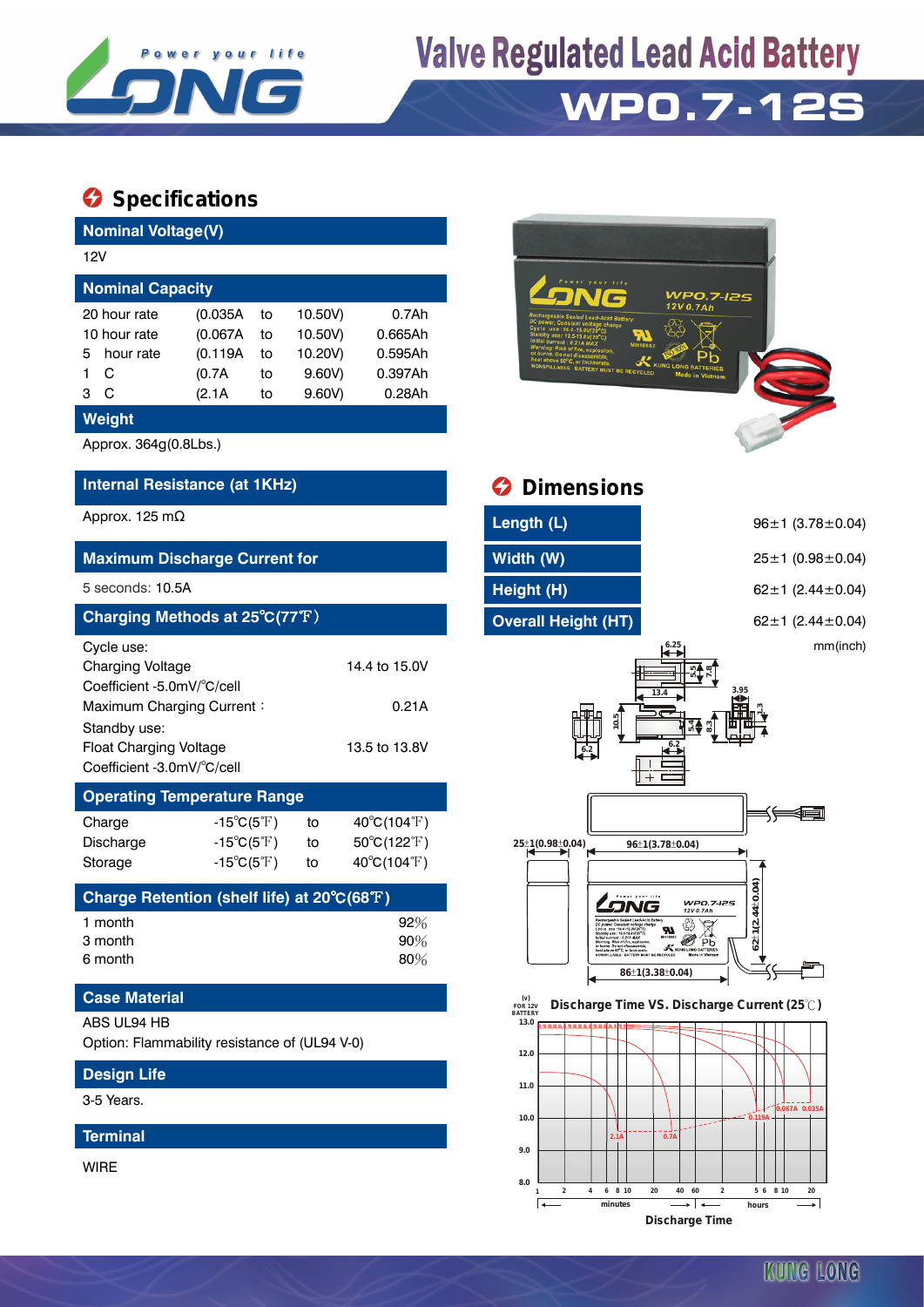# Valve Regulated Lead Acid Battery

# WP0.7-12S

## Specifications

### Nominal Voltage(V)

12V

### Nominal Capacity

| | | | | |
|---|---|---|---|---|
| 20 hour rate | (0.035A | to | 10.50V) | 0.7Ah |
| 10 hour rate | (0.067A | to | 10.50V) | 0.665Ah |
| 5 hour rate | (0.119A | to | 10.20V) | 0.595Ah |
| 1 C | (0.7A | to | 9.60V) | 0.397Ah |
| 3 C | (2.1A | to | 9.60V) | 0.28Ah |

### Weight

Approx. 364g(0.8Lbs.)

### Internal Resistance (at 1KHz)

Approx. 125 mΩ

### Maximum Discharge Current for

5 seconds: 10.5A

### Charging Methods at 25℃(77℉)

Cycle use:

| | |
|---|---|
| Charging Voltage | 14.4 to 15.0V |
| Coefficient -5.0mV/℃/cell | |
| Maximum Charging Current : | 0.21A |

Standby use:

| | |
|---|---|
| Float Charging Voltage | 13.5 to 13.8V |
| Coefficient -3.0mV/℃/cell | |

### Operating Temperature Range

| | | | |
|---|---|---|---|
| Charge | -15℃(5℉) | to | 40℃(104℉) |
| Discharge | -15℃(5℉) | to | 50℃(122℉) |
| Storage | -15℃(5℉) | to | 40℃(104℉) |

### Charge Retention (shelf life) at 20℃(68℉)

| | |
|---|---|
| 1 month | 92% |
| 3 month | 90% |
| 6 month | 80% |

### Case Material

ABS UL94 HB

Option: Flammability resistance of (UL94 V-0)

### Design Life

3-5 Years.

### Terminal

WIRE

## Dimensions

| | |
|---|---|
| Length (L) | 96±1 (3.78±0.04) |
| Width (W) | 25±1 (0.98±0.04) |
| Height (H) | 62±1 (2.44±0.04) |
| Overall Height (HT) | 62±1 (2.44±0.04) |

mm(inch)

Discharge Time VS. Discharge Current (25℃)

Discharge Time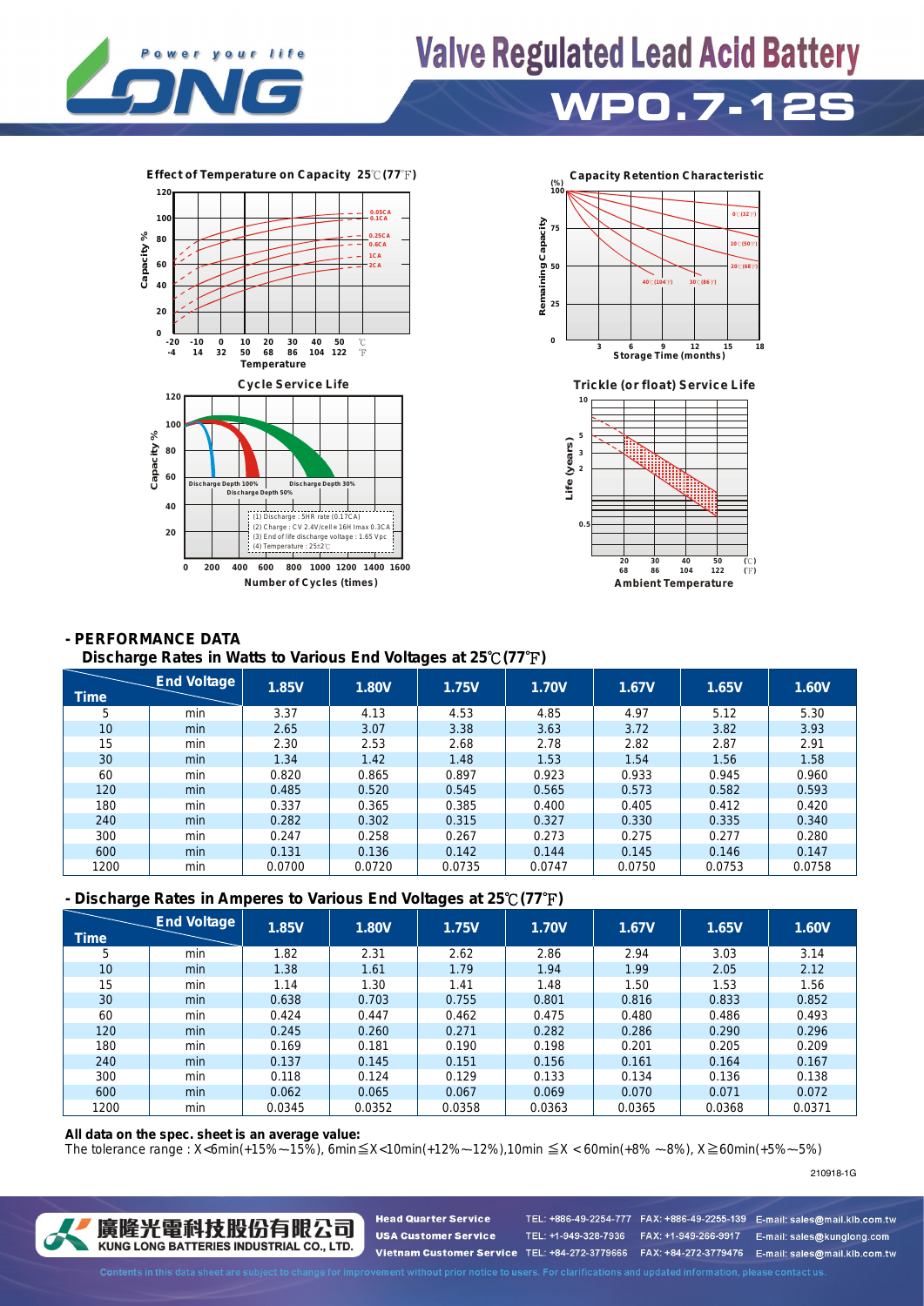Power your life

LONG

# Valve Regulated Lead Acid Battery

# WP0.7-12S

Effect of Temperature on Capacity 25℃(77℉)

120
100
80
60
40
20
0
Capacity %
0.05CA
0.1CA
0.25CA
0.6CA
1CA
2CA
-20 -10 0 10 20 30 40 50 ℃
-4 14 32 50 68 86 104 122 ℉
Temperature

Capacity Retention Characteristic

(%)
100
75
50
25
0
Remaining Capacity
0℃(32℉)
10℃(50℉)
20℃(68℉)
40℃(104℉)
30℃(86℉)
3 6 9 12 15 18
Storage Time (months)

Cycle Service Life

120
100
80
60
40
20
Capacity %
Discharge Depth 100%
Discharge Depth 50%
Discharge Depth 30%
(1) Discharge : 5HR rate (0.17CA)
(2) Charge : CV 2.4V/cell≡16H Imax 0.3CA
(3) End of life discharge voltage : 1.65 Vpc
(4) Temperature : 25±2℃
0 200 400 600 800 1000 1200 1400 1600
Number of Cycles (times)

Trickle (or float) Service Life

10
5
3
2
0.5
Life (years)
20 30 40 50 (℃)
68 86 104 122 (℉)
Ambient Temperature

## - PERFORMANCE DATA

### Discharge Rates in Watts to Various End Voltages at 25℃(77℉)

| Time | End Voltage | 1.85V | 1.80V | 1.75V | 1.70V | 1.67V | 1.65V | 1.60V |
|---|---|---|---|---|---|---|---|---|
| 5 | min | 3.37 | 4.13 | 4.53 | 4.85 | 4.97 | 5.12 | 5.30 |
| 10 | min | 2.65 | 3.07 | 3.38 | 3.63 | 3.72 | 3.82 | 3.93 |
| 15 | min | 2.30 | 2.53 | 2.68 | 2.78 | 2.82 | 2.87 | 2.91 |
| 30 | min | 1.34 | 1.42 | 1.48 | 1.53 | 1.54 | 1.56 | 1.58 |
| 60 | min | 0.820 | 0.865 | 0.897 | 0.923 | 0.933 | 0.945 | 0.960 |
| 120 | min | 0.485 | 0.520 | 0.545 | 0.565 | 0.573 | 0.582 | 0.593 |
| 180 | min | 0.337 | 0.365 | 0.385 | 0.400 | 0.405 | 0.412 | 0.420 |
| 240 | min | 0.282 | 0.302 | 0.315 | 0.327 | 0.330 | 0.335 | 0.340 |
| 300 | min | 0.247 | 0.258 | 0.267 | 0.273 | 0.275 | 0.277 | 0.280 |
| 600 | min | 0.131 | 0.136 | 0.142 | 0.144 | 0.145 | 0.146 | 0.147 |
| 1200 | min | 0.0700 | 0.0720 | 0.0735 | 0.0747 | 0.0750 | 0.0753 | 0.0758 |

### - Discharge Rates in Amperes to Various End Voltages at 25℃(77℉)

| Time | End Voltage | 1.85V | 1.80V | 1.75V | 1.70V | 1.67V | 1.65V | 1.60V |
|---|---|---|---|---|---|---|---|---|
| 5 | min | 1.82 | 2.31 | 2.62 | 2.86 | 2.94 | 3.03 | 3.14 |
| 10 | min | 1.38 | 1.61 | 1.79 | 1.94 | 1.99 | 2.05 | 2.12 |
| 15 | min | 1.14 | 1.30 | 1.41 | 1.48 | 1.50 | 1.53 | 1.56 |
| 30 | min | 0.638 | 0.703 | 0.755 | 0.801 | 0.816 | 0.833 | 0.852 |
| 60 | min | 0.424 | 0.447 | 0.462 | 0.475 | 0.480 | 0.486 | 0.493 |
| 120 | min | 0.245 | 0.260 | 0.271 | 0.282 | 0.286 | 0.290 | 0.296 |
| 180 | min | 0.169 | 0.181 | 0.190 | 0.198 | 0.201 | 0.205 | 0.209 |
| 240 | min | 0.137 | 0.145 | 0.151 | 0.156 | 0.161 | 0.164 | 0.167 |
| 300 | min | 0.118 | 0.124 | 0.129 | 0.133 | 0.134 | 0.136 | 0.138 |
| 600 | min | 0.062 | 0.065 | 0.067 | 0.069 | 0.070 | 0.071 | 0.072 |
| 1200 | min | 0.0345 | 0.0352 | 0.0358 | 0.0363 | 0.0365 | 0.0368 | 0.0371 |

**All data on the spec. sheet is an average value:**
The tolerance range : X<6min(+15%~-15%), 6min≦X<10min(+12%~-12%),10min ≦X < 60min(+8% ~-8%), X≧60min(+5%~-5%)

210918-1G

廣隆光電科技股份有限公司
KUNG LONG BATTERIES INDUSTRIAL CO., LTD.

| | | | |
|---|---|---|---|
| Head Quarter Service | TEL: +886-49-2254-777 | FAX: +886-49-2255-139 | E-mail: sales@mail.klb.com.tw |
| USA Customer Service | TEL: +1-949-328-7936 | FAX: +1-949-266-9917 | E-mail: sales@kunglong.com |
| Vietnam Customer Service | TEL: +84-272-3779666 | FAX: +84-272-3779476 | E-mail: sales@mail.klb.com.tw |

Contents in this data sheet are subject to change for improvement without prior notice to users. For clarifications and updated information, please contact us.